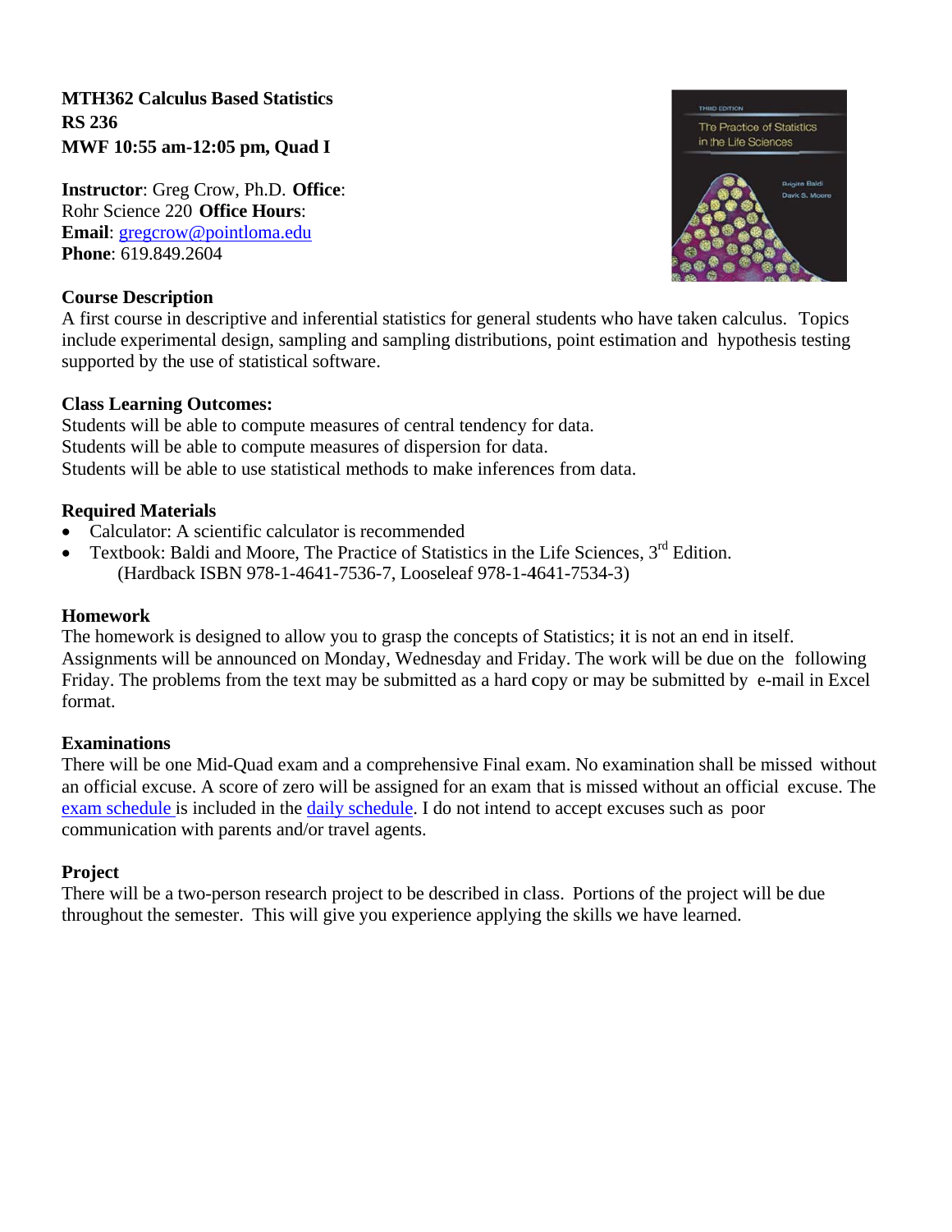**MTH362 Calculus Based Statistics**
**RS 236**
**MWF 10:55 am-12:05 pm, Quad I**

**Instructor**: Greg Crow, Ph.D. **Office**: Rohr Science 220 **Office Hours**:
**Email**: gregcrow@pointloma.edu
**Phone**: 619.849.2604

**Course Description**

A first course in descriptive and inferential statistics for general students who have taken calculus. Topics include experimental design, sampling and sampling distributions, point estimation and hypothesis testing supported by the use of statistical software.

**Class Learning Outcomes:**

Students will be able to compute measures of central tendency for data.
Students will be able to compute measures of dispersion for data.
Students will be able to use statistical methods to make inferences from data.

**Required Materials**

- Calculator: A scientific calculator is recommended
- Textbook: Baldi and Moore, The Practice of Statistics in the Life Sciences, 3rd Edition. (Hardback ISBN 978-1-4641-7536-7, Looseleaf 978-1-4641-7534-3)

**Homework**

The homework is designed to allow you to grasp the concepts of Statistics; it is not an end in itself. Assignments will be announced on Monday, Wednesday and Friday. The work will be due on the following Friday. The problems from the text may be submitted as a hard copy or may be submitted by e-mail in Excel format.

**Examinations**

There will be one Mid-Quad exam and a comprehensive Final exam. No examination shall be missed without an official excuse. A score of zero will be assigned for an exam that is missed without an official excuse. The exam schedule is included in the daily schedule. I do not intend to accept excuses such as poor communication with parents and/or travel agents.

**Project**

There will be a two-person research project to be described in class. Portions of the project will be due throughout the semester. This will give you experience applying the skills we have learned.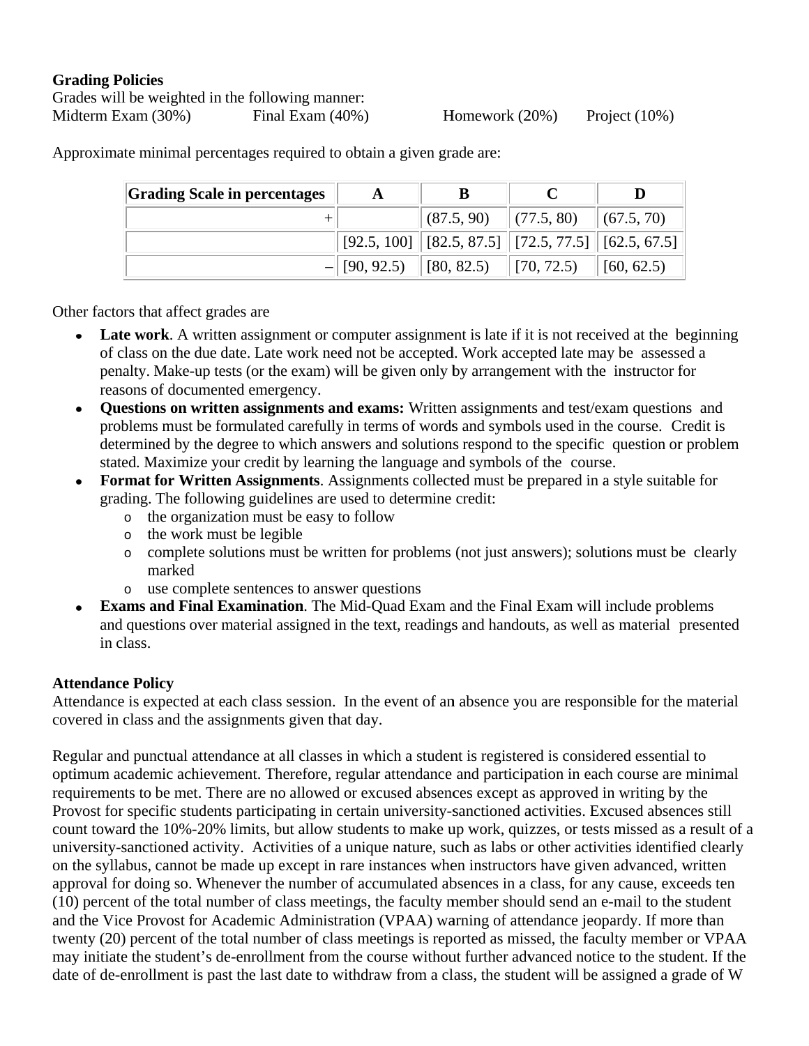**Grading Policies**

Grades will be weighted in the following manner:

Midterm Exam (30%) Final Exam (40%) Homework (20%) Project (10%)

Approximate minimal percentages required to obtain a given grade are:

| Grading Scale in percentages | A | B | C | D |
|---|---|---|---|---|
| + | | (87.5, 90) | (77.5, 80) | (67.5, 70) |
| | [92.5, 100] | [82.5, 87.5] | [72.5, 77.5] | [62.5, 67.5] |
| – | [90, 92.5) | [80, 82.5) | [70, 72.5) | [60, 62.5) |

Other factors that affect grades are

- **Late work**. A written assignment or computer assignment is late if it is not received at the beginning of class on the due date. Late work need not be accepted. Work accepted late may be assessed a penalty. Make-up tests (or the exam) will be given only by arrangement with the instructor for reasons of documented emergency.
- **Questions on written assignments and exams:** Written assignments and test/exam questions and problems must be formulated carefully in terms of words and symbols used in the course. Credit is determined by the degree to which answers and solutions respond to the specific question or problem stated. Maximize your credit by learning the language and symbols of the course.
- **Format for Written Assignments**. Assignments collected must be prepared in a style suitable for grading. The following guidelines are used to determine credit:
    - the organization must be easy to follow
    - the work must be legible
    - complete solutions must be written for problems (not just answers); solutions must be clearly marked
    - use complete sentences to answer questions
- **Exams and Final Examination**. The Mid-Quad Exam and the Final Exam will include problems and questions over material assigned in the text, readings and handouts, as well as material presented in class.

**Attendance Policy**

Attendance is expected at each class session. In the event of an absence you are responsible for the material covered in class and the assignments given that day.

Regular and punctual attendance at all classes in which a student is registered is considered essential to optimum academic achievement. Therefore, regular attendance and participation in each course are minimal requirements to be met. There are no allowed or excused absences except as approved in writing by the Provost for specific students participating in certain university-sanctioned activities. Excused absences still count toward the 10%-20% limits, but allow students to make up work, quizzes, or tests missed as a result of a university-sanctioned activity. Activities of a unique nature, such as labs or other activities identified clearly on the syllabus, cannot be made up except in rare instances when instructors have given advanced, written approval for doing so. Whenever the number of accumulated absences in a class, for any cause, exceeds ten (10) percent of the total number of class meetings, the faculty member should send an e-mail to the student and the Vice Provost for Academic Administration (VPAA) warning of attendance jeopardy. If more than twenty (20) percent of the total number of class meetings is reported as missed, the faculty member or VPAA may initiate the student's de-enrollment from the course without further advanced notice to the student. If the date of de-enrollment is past the last date to withdraw from a class, the student will be assigned a grade of W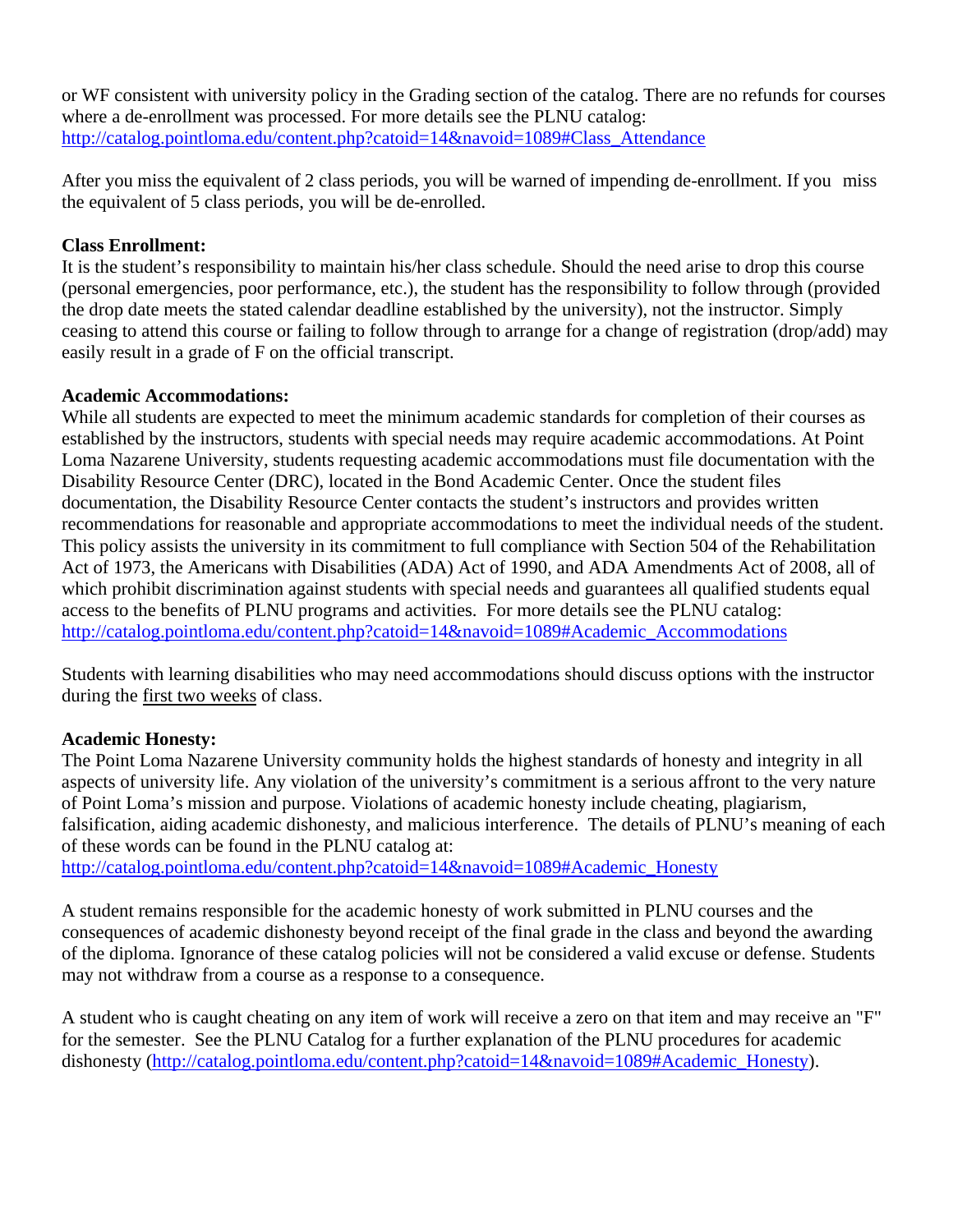or WF consistent with university policy in the Grading section of the catalog. There are no refunds for courses where a de-enrollment was processed. For more details see the PLNU catalog: [http://catalog.pointloma.edu/content.php?catoid=14&navoid=1089#Class_Attendance](http://catalog.pointloma.edu/content.php?catoid=14&navoid=1089#Class_Attendance)

After you miss the equivalent of 2 class periods, you will be warned of impending de-enrollment. If you miss the equivalent of 5 class periods, you will be de-enrolled.

**Class Enrollment:**
It is the student's responsibility to maintain his/her class schedule. Should the need arise to drop this course (personal emergencies, poor performance, etc.), the student has the responsibility to follow through (provided the drop date meets the stated calendar deadline established by the university), not the instructor. Simply ceasing to attend this course or failing to follow through to arrange for a change of registration (drop/add) may easily result in a grade of F on the official transcript.

**Academic Accommodations:**
While all students are expected to meet the minimum academic standards for completion of their courses as established by the instructors, students with special needs may require academic accommodations. At Point Loma Nazarene University, students requesting academic accommodations must file documentation with the Disability Resource Center (DRC), located in the Bond Academic Center. Once the student files documentation, the Disability Resource Center contacts the student's instructors and provides written recommendations for reasonable and appropriate accommodations to meet the individual needs of the student. This policy assists the university in its commitment to full compliance with Section 504 of the Rehabilitation Act of 1973, the Americans with Disabilities (ADA) Act of 1990, and ADA Amendments Act of 2008, all of which prohibit discrimination against students with special needs and guarantees all qualified students equal access to the benefits of PLNU programs and activities. For more details see the PLNU catalog: [http://catalog.pointloma.edu/content.php?catoid=14&navoid=1089#Academic_Accommodations](http://catalog.pointloma.edu/content.php?catoid=14&navoid=1089#Academic_Accommodations)

Students with learning disabilities who may need accommodations should discuss options with the instructor during the <u>first two weeks</u> of class.

**Academic Honesty:**
The Point Loma Nazarene University community holds the highest standards of honesty and integrity in all aspects of university life. Any violation of the university's commitment is a serious affront to the very nature of Point Loma's mission and purpose. Violations of academic honesty include cheating, plagiarism, falsification, aiding academic dishonesty, and malicious interference. The details of PLNU's meaning of each of these words can be found in the PLNU catalog at:
[http://catalog.pointloma.edu/content.php?catoid=14&navoid=1089#Academic_Honesty](http://catalog.pointloma.edu/content.php?catoid=14&navoid=1089#Academic_Honesty)

A student remains responsible for the academic honesty of work submitted in PLNU courses and the consequences of academic dishonesty beyond receipt of the final grade in the class and beyond the awarding of the diploma. Ignorance of these catalog policies will not be considered a valid excuse or defense. Students may not withdraw from a course as a response to a consequence.

A student who is caught cheating on any item of work will receive a zero on that item and may receive an "F" for the semester. See the PLNU Catalog for a further explanation of the PLNU procedures for academic dishonesty ([http://catalog.pointloma.edu/content.php?catoid=14&navoid=1089#Academic_Honesty](http://catalog.pointloma.edu/content.php?catoid=14&navoid=1089#Academic_Honesty)).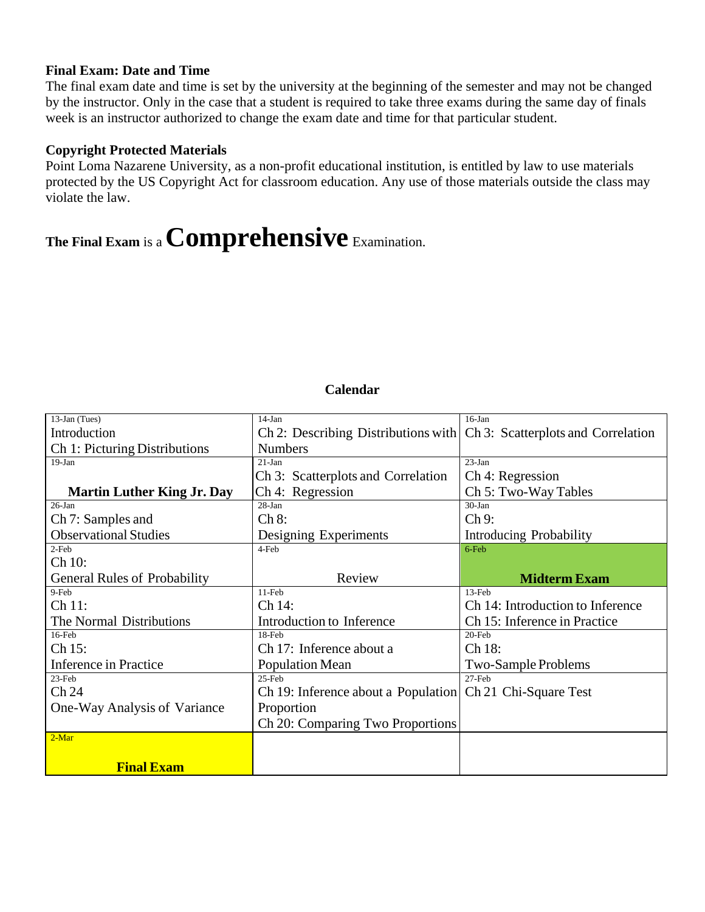**Final Exam: Date and Time**
The final exam date and time is set by the university at the beginning of the semester and may not be changed by the instructor. Only in the case that a student is required to take three exams during the same day of finals week is an instructor authorized to change the exam date and time for that particular student.

**Copyright Protected Materials**
Point Loma Nazarene University, as a non-profit educational institution, is entitled by law to use materials protected by the US Copyright Act for classroom education. Any use of those materials outside the class may violate the law.

**The Final Exam** is a **Comprehensive** Examination.

**Calendar**

| | | |
|---|---|---|
| 13-Jan (Tues)<br>Introduction<br>Ch 1: Picturing Distributions | 14-Jan<br>Ch 2: Describing Distributions with Numbers | 16-Jan<br>Ch 3: Scatterplots and Correlation |
| 19-Jan<br>**Martin Luther King Jr. Day** | 21-Jan<br>Ch 3: Scatterplots and Correlation<br>Ch 4: Regression | 23-Jan<br>Ch 4: Regression<br>Ch 5: Two-Way Tables |
| 26-Jan<br>Ch 7: Samples and Observational Studies | 28-Jan<br>Ch 8:<br>Designing Experiments | 30-Jan<br>Ch 9:<br>Introducing Probability |
| 2-Feb<br>Ch 10:<br>General Rules of Probability | 4-Feb<br>Review | 6-Feb<br>**Midterm Exam** |
| 9-Feb<br>Ch 11:<br>The Normal Distributions | 11-Feb<br>Ch 14:<br>Introduction to Inference | 13-Feb<br>Ch 14: Introduction to Inference<br>Ch 15: Inference in Practice |
| 16-Feb<br>Ch 15:<br>Inference in Practice | 18-Feb<br>Ch 17: Inference about a Population Mean | 20-Feb<br>Ch 18:<br>Two-Sample Problems |
| 23-Feb<br>Ch 24<br>One-Way Analysis of Variance | 25-Feb<br>Ch 19: Inference about a Population Proportion<br>Ch 20: Comparing Two Proportions | 27-Feb<br>Ch 21 Chi-Square Test |
| 2-Mar<br>**Final Exam** | | |